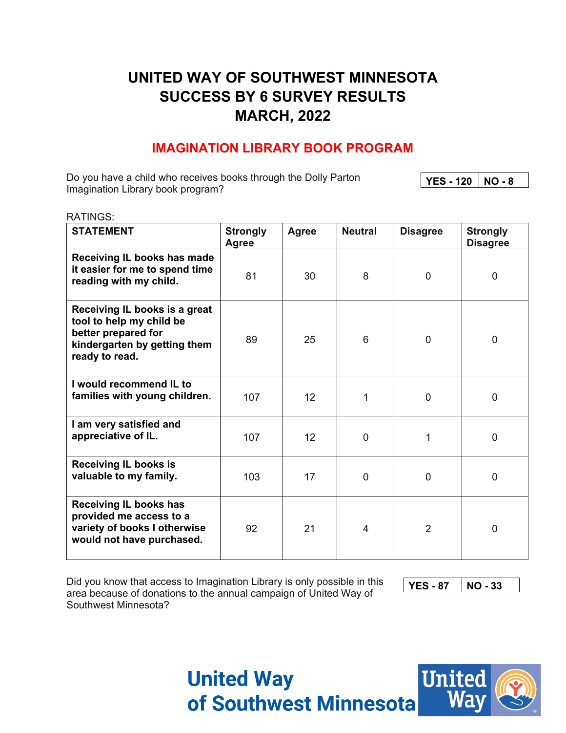# UNITED WAY OF SOUTHWEST MINNESOTA
# SUCCESS BY 6 SURVEY RESULTS
# MARCH, 2022

## IMAGINATION LIBRARY BOOK PROGRAM

Do you have a child who receives books through the Dolly Parton Imagination Library book program?

| YES - 120 | NO - 8 |
|---|---|

RATINGS:

| STATEMENT | Strongly Agree | Agree | Neutral | Disagree | Strongly Disagree |
|---|---|---|---|---|---|
| **Receiving IL books has made it easier for me to spend time reading with my child.** | 81 | 30 | 8 | 0 | 0 |
| **Receiving IL books is a great tool to help my child be better prepared for kindergarten by getting them ready to read.** | 89 | 25 | 6 | 0 | 0 |
| **I would recommend IL to families with young children.** | 107 | 12 | 1 | 0 | 0 |
| **I am very satisfied and appreciative of IL.** | 107 | 12 | 0 | 1 | 0 |
| **Receiving IL books is valuable to my family.** | 103 | 17 | 0 | 0 | 0 |
| **Receiving IL books has provided me access to a variety of books I otherwise would not have purchased.** | 92 | 21 | 4 | 2 | 0 |

Did you know that access to Imagination Library is only possible in this area because of donations to the annual campaign of United Way of Southwest Minnesota?

| YES - 87 | NO - 33 |
|---|---|

**United Way of Southwest Minnesota**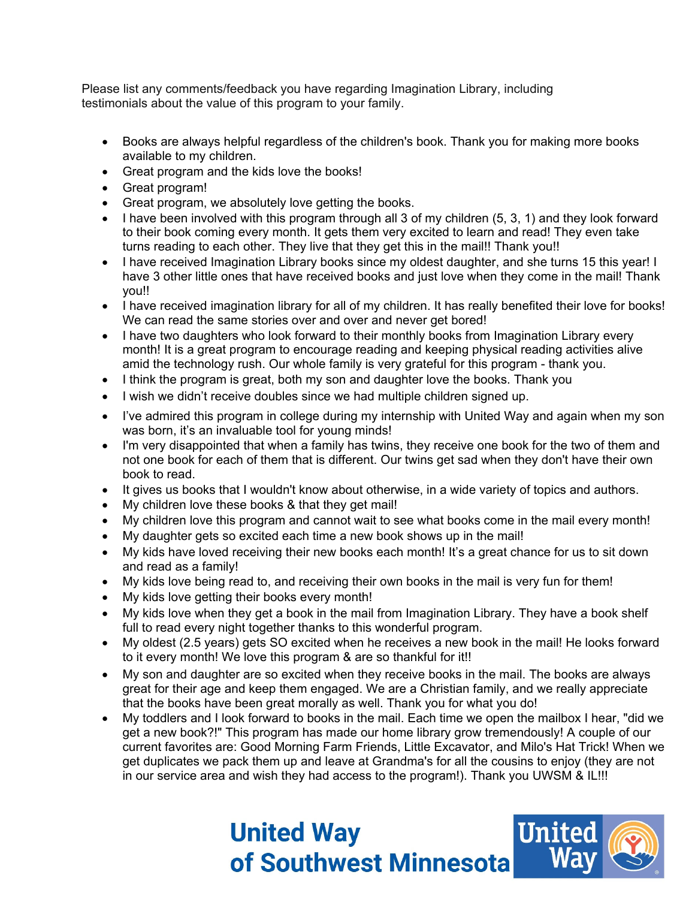Please list any comments/feedback you have regarding Imagination Library, including testimonials about the value of this program to your family.

- Books are always helpful regardless of the children's book. Thank you for making more books available to my children.
- Great program and the kids love the books!
- Great program!
- Great program, we absolutely love getting the books.
- I have been involved with this program through all 3 of my children (5, 3, 1) and they look forward to their book coming every month. It gets them very excited to learn and read! They even take turns reading to each other. They live that they get this in the mail!! Thank you!!
- I have received Imagination Library books since my oldest daughter, and she turns 15 this year! I have 3 other little ones that have received books and just love when they come in the mail! Thank you!!
- I have received imagination library for all of my children. It has really benefited their love for books! We can read the same stories over and over and never get bored!
- I have two daughters who look forward to their monthly books from Imagination Library every month! It is a great program to encourage reading and keeping physical reading activities alive amid the technology rush. Our whole family is very grateful for this program - thank you.
- I think the program is great, both my son and daughter love the books. Thank you
- I wish we didn't receive doubles since we had multiple children signed up.
- I've admired this program in college during my internship with United Way and again when my son was born, it's an invaluable tool for young minds!
- I'm very disappointed that when a family has twins, they receive one book for the two of them and not one book for each of them that is different. Our twins get sad when they don't have their own book to read.
- It gives us books that I wouldn't know about otherwise, in a wide variety of topics and authors.
- My children love these books & that they get mail!
- My children love this program and cannot wait to see what books come in the mail every month!
- My daughter gets so excited each time a new book shows up in the mail!
- My kids have loved receiving their new books each month! It's a great chance for us to sit down and read as a family!
- My kids love being read to, and receiving their own books in the mail is very fun for them!
- My kids love getting their books every month!
- My kids love when they get a book in the mail from Imagination Library. They have a book shelf full to read every night together thanks to this wonderful program.
- My oldest (2.5 years) gets SO excited when he receives a new book in the mail! He looks forward to it every month! We love this program & are so thankful for it!!
- My son and daughter are so excited when they receive books in the mail. The books are always great for their age and keep them engaged. We are a Christian family, and we really appreciate that the books have been great morally as well. Thank you for what you do!
- My toddlers and I look forward to books in the mail. Each time we open the mailbox I hear, "did we get a new book?!" This program has made our home library grow tremendously! A couple of our current favorites are: Good Morning Farm Friends, Little Excavator, and Milo's Hat Trick! When we get duplicates we pack them up and leave at Grandma's for all the cousins to enjoy (they are not in our service area and wish they had access to the program!). Thank you UWSM & IL!!!

United Way of Southwest Minnesota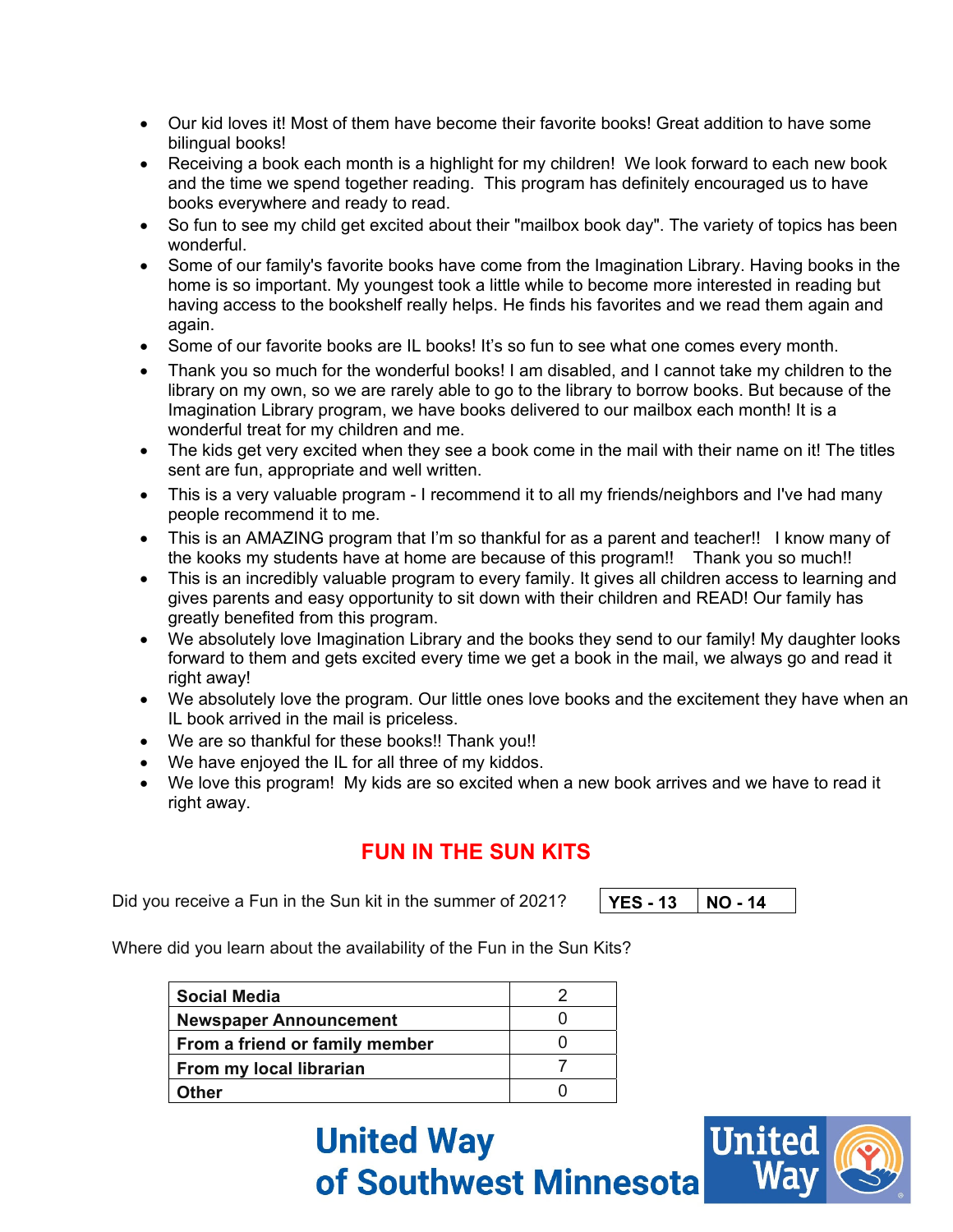- Our kid loves it! Most of them have become their favorite books! Great addition to have some bilingual books!
- Receiving a book each month is a highlight for my children! We look forward to each new book and the time we spend together reading. This program has definitely encouraged us to have books everywhere and ready to read.
- So fun to see my child get excited about their "mailbox book day". The variety of topics has been wonderful.
- Some of our family's favorite books have come from the Imagination Library. Having books in the home is so important. My youngest took a little while to become more interested in reading but having access to the bookshelf really helps. He finds his favorites and we read them again and again.
- Some of our favorite books are IL books! It's so fun to see what one comes every month.
- Thank you so much for the wonderful books! I am disabled, and I cannot take my children to the library on my own, so we are rarely able to go to the library to borrow books. But because of the Imagination Library program, we have books delivered to our mailbox each month! It is a wonderful treat for my children and me.
- The kids get very excited when they see a book come in the mail with their name on it! The titles sent are fun, appropriate and well written.
- This is a very valuable program - I recommend it to all my friends/neighbors and I've had many people recommend it to me.
- This is an AMAZING program that I'm so thankful for as a parent and teacher!! I know many of the kooks my students have at home are because of this program!! Thank you so much!!
- This is an incredibly valuable program to every family. It gives all children access to learning and gives parents and easy opportunity to sit down with their children and READ! Our family has greatly benefited from this program.
- We absolutely love Imagination Library and the books they send to our family! My daughter looks forward to them and gets excited every time we get a book in the mail, we always go and read it right away!
- We absolutely love the program. Our little ones love books and the excitement they have when an IL book arrived in the mail is priceless.
- We are so thankful for these books!! Thank you!!
- We have enjoyed the IL for all three of my kiddos.
- We love this program! My kids are so excited when a new book arrives and we have to read it right away.

## FUN IN THE SUN KITS

Did you receive a Fun in the Sun kit in the summer of 2021?

| YES - 13 | NO - 14 |
|---|---|

Where did you learn about the availability of the Fun in the Sun Kits?

| Source | Count |
|---|---|
| **Social Media** | 2 |
| **Newspaper Announcement** | 0 |
| **From a friend or family member** | 0 |
| **From my local librarian** | 7 |
| **Other** | 0 |

United Way of Southwest Minnesota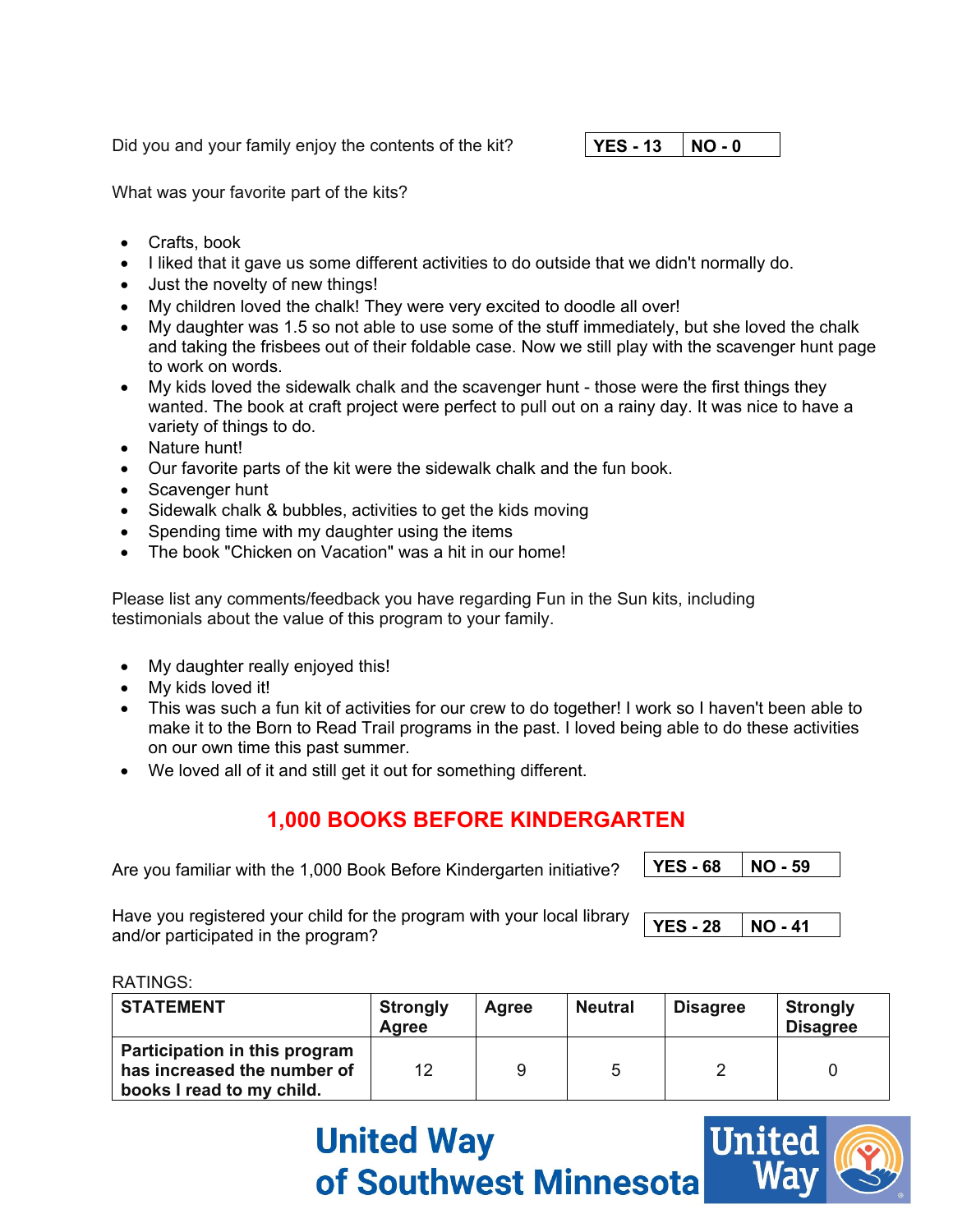Did you and your family enjoy the contents of the kit?

| YES - 13 | NO - 0 |
|---|---|

What was your favorite part of the kits?

- Crafts, book
- I liked that it gave us some different activities to do outside that we didn't normally do.
- Just the novelty of new things!
- My children loved the chalk! They were very excited to doodle all over!
- My daughter was 1.5 so not able to use some of the stuff immediately, but she loved the chalk and taking the frisbees out of their foldable case. Now we still play with the scavenger hunt page to work on words.
- My kids loved the sidewalk chalk and the scavenger hunt - those were the first things they wanted. The book at craft project were perfect to pull out on a rainy day. It was nice to have a variety of things to do.
- Nature hunt!
- Our favorite parts of the kit were the sidewalk chalk and the fun book.
- Scavenger hunt
- Sidewalk chalk & bubbles, activities to get the kids moving
- Spending time with my daughter using the items
- The book "Chicken on Vacation" was a hit in our home!

Please list any comments/feedback you have regarding Fun in the Sun kits, including testimonials about the value of this program to your family.

- My daughter really enjoyed this!
- My kids loved it!
- This was such a fun kit of activities for our crew to do together! I work so I haven't been able to make it to the Born to Read Trail programs in the past. I loved being able to do these activities on our own time this past summer.
- We loved all of it and still get it out for something different.

## 1,000 BOOKS BEFORE KINDERGARTEN

Are you familiar with the 1,000 Book Before Kindergarten initiative?

| YES - 68 | NO - 59 |
|---|---|

Have you registered your child for the program with your local library and/or participated in the program?

| YES - 28 | NO - 41 |
|---|---|

RATINGS:

| STATEMENT | Strongly Agree | Agree | Neutral | Disagree | Strongly Disagree |
|---|---|---|---|---|---|
| **Participation in this program has increased the number of books I read to my child.** | 12 | 9 | 5 | 2 | 0 |

United Way of Southwest Minnesota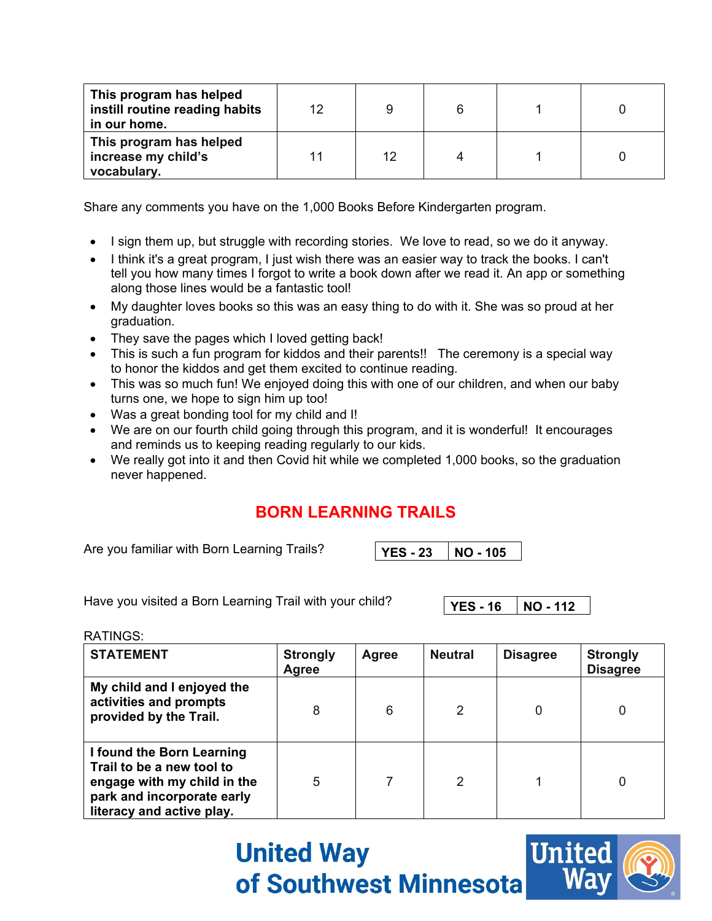| This program has helped instill routine reading habits in our home. | 12 | 9 | 6 | 1 | 0 |
|---|---|---|---|---|---|
| **This program has helped increase my child's vocabulary.** | 11 | 12 | 4 | 1 | 0 |

Share any comments you have on the 1,000 Books Before Kindergarten program.

- I sign them up, but struggle with recording stories. We love to read, so we do it anyway.
- I think it's a great program, I just wish there was an easier way to track the books. I can't tell you how many times I forgot to write a book down after we read it. An app or something along those lines would be a fantastic tool!
- My daughter loves books so this was an easy thing to do with it. She was so proud at her graduation.
- They save the pages which I loved getting back!
- This is such a fun program for kiddos and their parents!! The ceremony is a special way to honor the kiddos and get them excited to continue reading.
- This was so much fun! We enjoyed doing this with one of our children, and when our baby turns one, we hope to sign him up too!
- Was a great bonding tool for my child and I!
- We are on our fourth child going through this program, and it is wonderful! It encourages and reminds us to keeping reading regularly to our kids.
- We really got into it and then Covid hit while we completed 1,000 books, so the graduation never happened.

## BORN LEARNING TRAILS

Are you familiar with Born Learning Trails? **YES - 23** | **NO - 105**

Have you visited a Born Learning Trail with your child? **YES - 16** | **NO - 112**

RATINGS:

| STATEMENT | Strongly Agree | Agree | Neutral | Disagree | Strongly Disagree |
|---|---|---|---|---|---|
| **My child and I enjoyed the activities and prompts provided by the Trail.** | 8 | 6 | 2 | 0 | 0 |
| **I found the Born Learning Trail to be a new tool to engage with my child in the park and incorporate early literacy and active play.** | 5 | 7 | 2 | 1 | 0 |

United Way of Southwest Minnesota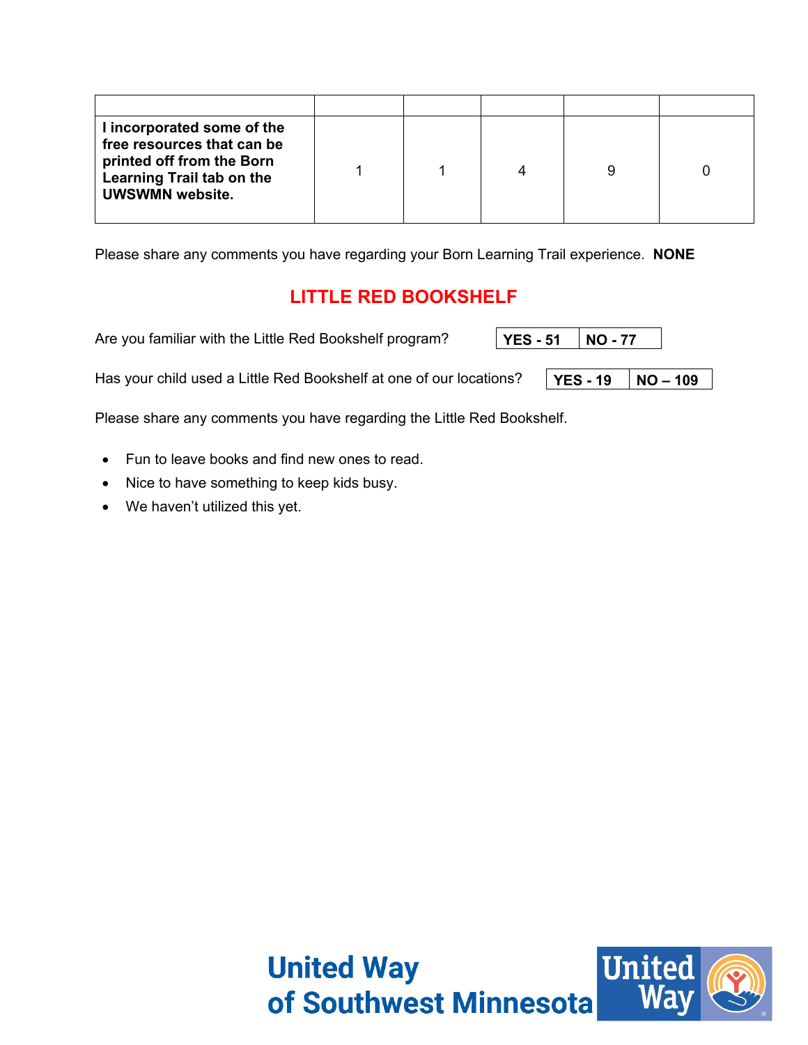| | | | | | |
|---|---|---|---|---|---|
| | | | | | |
| **I incorporated some of the free resources that can be printed off from the Born Learning Trail tab on the UWSWMN website.** | 1 | 1 | 4 | 9 | 0 |

Please share any comments you have regarding your Born Learning Trail experience. **NONE**

## LITTLE RED BOOKSHELF

Are you familiar with the Little Red Bookshelf program? **YES - 51** | **NO - 77**

Has your child used a Little Red Bookshelf at one of our locations? **YES - 19** | **NO – 109**

Please share any comments you have regarding the Little Red Bookshelf.

- Fun to leave books and find new ones to read.
- Nice to have something to keep kids busy.
- We haven't utilized this yet.